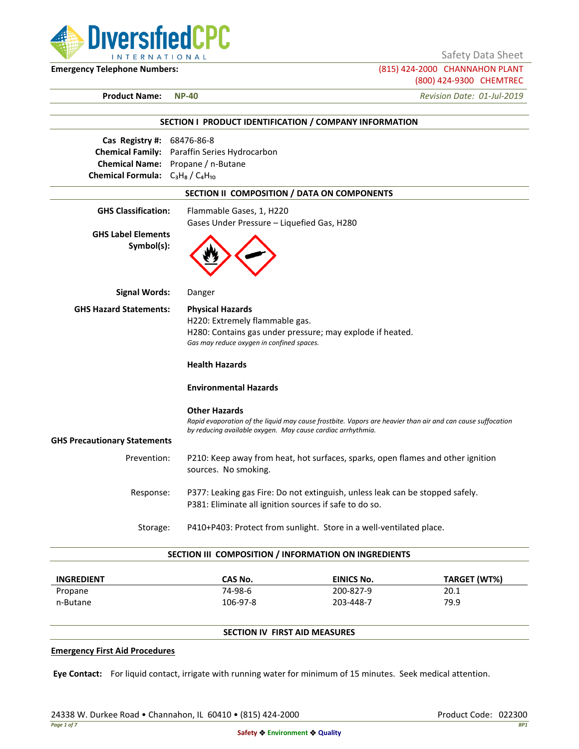DiversifiedCPC INTERNATIONAL

Safety Data Sheet

**Emergency Telephone Numbers:** (815) 424-2000 CHANNAHON PLANT
(800) 424-9300 CHEMTREC

**Product Name:** **NP-40** *Revision Date: 01-Jul-2019*

## SECTION I PRODUCT IDENTIFICATION / COMPANY INFORMATION

**Cas Registry #:** 68476-86-8
**Chemical Family:** Paraffin Series Hydrocarbon
**Chemical Name:** Propane / n-Butane
**Chemical Formula:** $C_3H_8$ / $C_4H_{10}$

## SECTION II COMPOSITION / DATA ON COMPONENTS

**GHS Classification:** Flammable Gases, 1, H220
Gases Under Pressure – Liquefied Gas, H280

**GHS Label Elements Symbol(s):**

**Signal Words:** Danger

**GHS Hazard Statements:**

**Physical Hazards**
H220: Extremely flammable gas.
H280: Contains gas under pressure; may explode if heated.
*Gas may reduce oxygen in confined spaces.*

**Health Hazards**

**Environmental Hazards**

**Other Hazards**
*Rapid evaporation of the liquid may cause frostbite. Vapors are heavier than air and can cause suffocation by reducing available oxygen. May cause cardiac arrhythmia.*

**GHS Precautionary Statements**

Prevention: P210: Keep away from heat, hot surfaces, sparks, open flames and other ignition sources. No smoking.

Response: P377: Leaking gas Fire: Do not extinguish, unless leak can be stopped safely.
P381: Eliminate all ignition sources if safe to do so.

Storage: P410+P403: Protect from sunlight. Store in a well-ventilated place.

## SECTION III COMPOSITION / INFORMATION ON INGREDIENTS

| INGREDIENT | CAS No. | EINICS No. | TARGET (WT%) |
|---|---|---|---|
| Propane | 74-98-6 | 200-827-9 | 20.1 |
| n-Butane | 106-97-8 | 203-448-7 | 79.9 |

## SECTION IV FIRST AID MEASURES

**Emergency First Aid Procedures**

**Eye Contact:** For liquid contact, irrigate with running water for minimum of 15 minutes. Seek medical attention.

24338 W. Durkee Road • Channahon, IL 60410 • (815) 424-2000 Product Code: 022300

Safety ❖ Environment ❖ Quality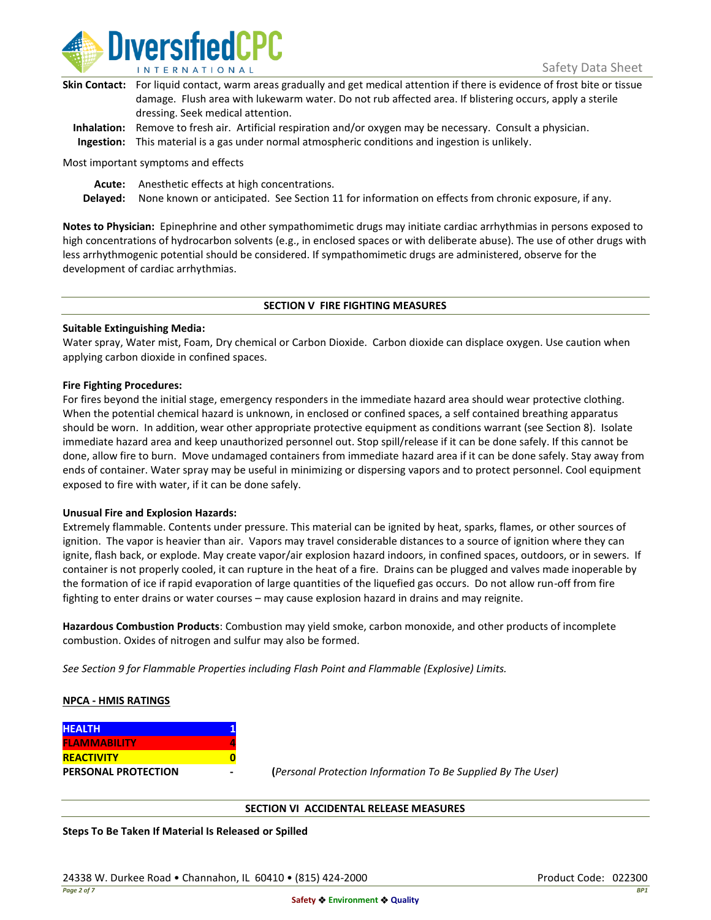**Skin Contact:** For liquid contact, warm areas gradually and get medical attention if there is evidence of frost bite or tissue damage. Flush area with lukewarm water. Do not rub affected area. If blistering occurs, apply a sterile dressing. Seek medical attention.

**Inhalation:** Remove to fresh air. Artificial respiration and/or oxygen may be necessary. Consult a physician.

**Ingestion:** This material is a gas under normal atmospheric conditions and ingestion is unlikely.

Most important symptoms and effects

**Acute:** Anesthetic effects at high concentrations.

**Delayed:** None known or anticipated. See Section 11 for information on effects from chronic exposure, if any.

**Notes to Physician:** Epinephrine and other sympathomimetic drugs may initiate cardiac arrhythmias in persons exposed to high concentrations of hydrocarbon solvents (e.g., in enclosed spaces or with deliberate abuse). The use of other drugs with less arrhythmogenic potential should be considered. If sympathomimetic drugs are administered, observe for the development of cardiac arrhythmias.

## SECTION V FIRE FIGHTING MEASURES

**Suitable Extinguishing Media:**

Water spray, Water mist, Foam, Dry chemical or Carbon Dioxide. Carbon dioxide can displace oxygen. Use caution when applying carbon dioxide in confined spaces.

**Fire Fighting Procedures:**

For fires beyond the initial stage, emergency responders in the immediate hazard area should wear protective clothing. When the potential chemical hazard is unknown, in enclosed or confined spaces, a self contained breathing apparatus should be worn. In addition, wear other appropriate protective equipment as conditions warrant (see Section 8). Isolate immediate hazard area and keep unauthorized personnel out. Stop spill/release if it can be done safely. If this cannot be done, allow fire to burn. Move undamaged containers from immediate hazard area if it can be done safely. Stay away from ends of container. Water spray may be useful in minimizing or dispersing vapors and to protect personnel. Cool equipment exposed to fire with water, if it can be done safely.

**Unusual Fire and Explosion Hazards:**

Extremely flammable. Contents under pressure. This material can be ignited by heat, sparks, flames, or other sources of ignition. The vapor is heavier than air. Vapors may travel considerable distances to a source of ignition where they can ignite, flash back, or explode. May create vapor/air explosion hazard indoors, in confined spaces, outdoors, or in sewers. If container is not properly cooled, it can rupture in the heat of a fire. Drains can be plugged and valves made inoperable by the formation of ice if rapid evaporation of large quantities of the liquefied gas occurs. Do not allow run-off from fire fighting to enter drains or water courses – may cause explosion hazard in drains and may reignite.

**Hazardous Combustion Products**: Combustion may yield smoke, carbon monoxide, and other products of incomplete combustion. Oxides of nitrogen and sulfur may also be formed.

*See Section 9 for Flammable Properties including Flash Point and Flammable (Explosive) Limits.*

**NPCA - HMIS RATINGS**

| | |
|---|---|
| **HEALTH** | **1** |
| **FLAMMABILITY** | **4** |
| **REACTIVITY** | **0** |
| **PERSONAL PROTECTION** | **-** |

(*Personal Protection Information To Be Supplied By The User)*

## SECTION VI ACCIDENTAL RELEASE MEASURES

**Steps To Be Taken If Material Is Released or Spilled**

24338 W. Durkee Road • Channahon, IL 60410 • (815) 424-2000

Product Code: 022300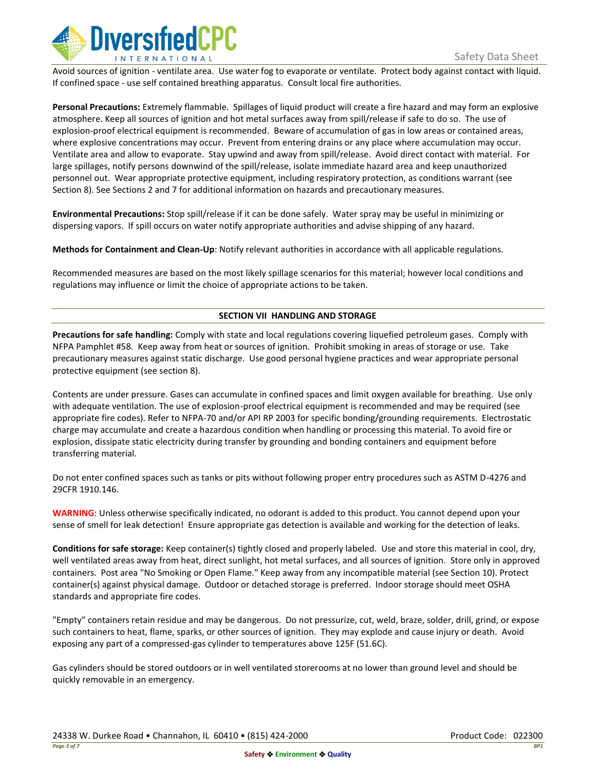Avoid sources of ignition - ventilate area. Use water fog to evaporate or ventilate. Protect body against contact with liquid. If confined space - use self contained breathing apparatus. Consult local fire authorities.

**Personal Precautions:** Extremely flammable. Spillages of liquid product will create a fire hazard and may form an explosive atmosphere. Keep all sources of ignition and hot metal surfaces away from spill/release if safe to do so. The use of explosion-proof electrical equipment is recommended. Beware of accumulation of gas in low areas or contained areas, where explosive concentrations may occur. Prevent from entering drains or any place where accumulation may occur. Ventilate area and allow to evaporate. Stay upwind and away from spill/release. Avoid direct contact with material. For large spillages, notify persons downwind of the spill/release, isolate immediate hazard area and keep unauthorized personnel out. Wear appropriate protective equipment, including respiratory protection, as conditions warrant (see Section 8). See Sections 2 and 7 for additional information on hazards and precautionary measures.

**Environmental Precautions:** Stop spill/release if it can be done safely. Water spray may be useful in minimizing or dispersing vapors. If spill occurs on water notify appropriate authorities and advise shipping of any hazard.

**Methods for Containment and Clean-Up**: Notify relevant authorities in accordance with all applicable regulations.

Recommended measures are based on the most likely spillage scenarios for this material; however local conditions and regulations may influence or limit the choice of appropriate actions to be taken.

## SECTION VII HANDLING AND STORAGE

**Precautions for safe handling:** Comply with state and local regulations covering liquefied petroleum gases. Comply with NFPA Pamphlet #58. Keep away from heat or sources of ignition. Prohibit smoking in areas of storage or use. Take precautionary measures against static discharge. Use good personal hygiene practices and wear appropriate personal protective equipment (see section 8).

Contents are under pressure. Gases can accumulate in confined spaces and limit oxygen available for breathing. Use only with adequate ventilation. The use of explosion-proof electrical equipment is recommended and may be required (see appropriate fire codes). Refer to NFPA-70 and/or API RP 2003 for specific bonding/grounding requirements. Electrostatic charge may accumulate and create a hazardous condition when handling or processing this material. To avoid fire or explosion, dissipate static electricity during transfer by grounding and bonding containers and equipment before transferring material.

Do not enter confined spaces such as tanks or pits without following proper entry procedures such as ASTM D-4276 and 29CFR 1910.146.

**WARNING**: Unless otherwise specifically indicated, no odorant is added to this product. You cannot depend upon your sense of smell for leak detection! Ensure appropriate gas detection is available and working for the detection of leaks.

**Conditions for safe storage:** Keep container(s) tightly closed and properly labeled. Use and store this material in cool, dry, well ventilated areas away from heat, direct sunlight, hot metal surfaces, and all sources of ignition. Store only in approved containers. Post area "No Smoking or Open Flame." Keep away from any incompatible material (see Section 10). Protect container(s) against physical damage. Outdoor or detached storage is preferred. Indoor storage should meet OSHA standards and appropriate fire codes.

"Empty" containers retain residue and may be dangerous. Do not pressurize, cut, weld, braze, solder, drill, grind, or expose such containers to heat, flame, sparks, or other sources of ignition. They may explode and cause injury or death. Avoid exposing any part of a compressed-gas cylinder to temperatures above 125F (51.6C).

Gas cylinders should be stored outdoors or in well ventilated storerooms at no lower than ground level and should be quickly removable in an emergency.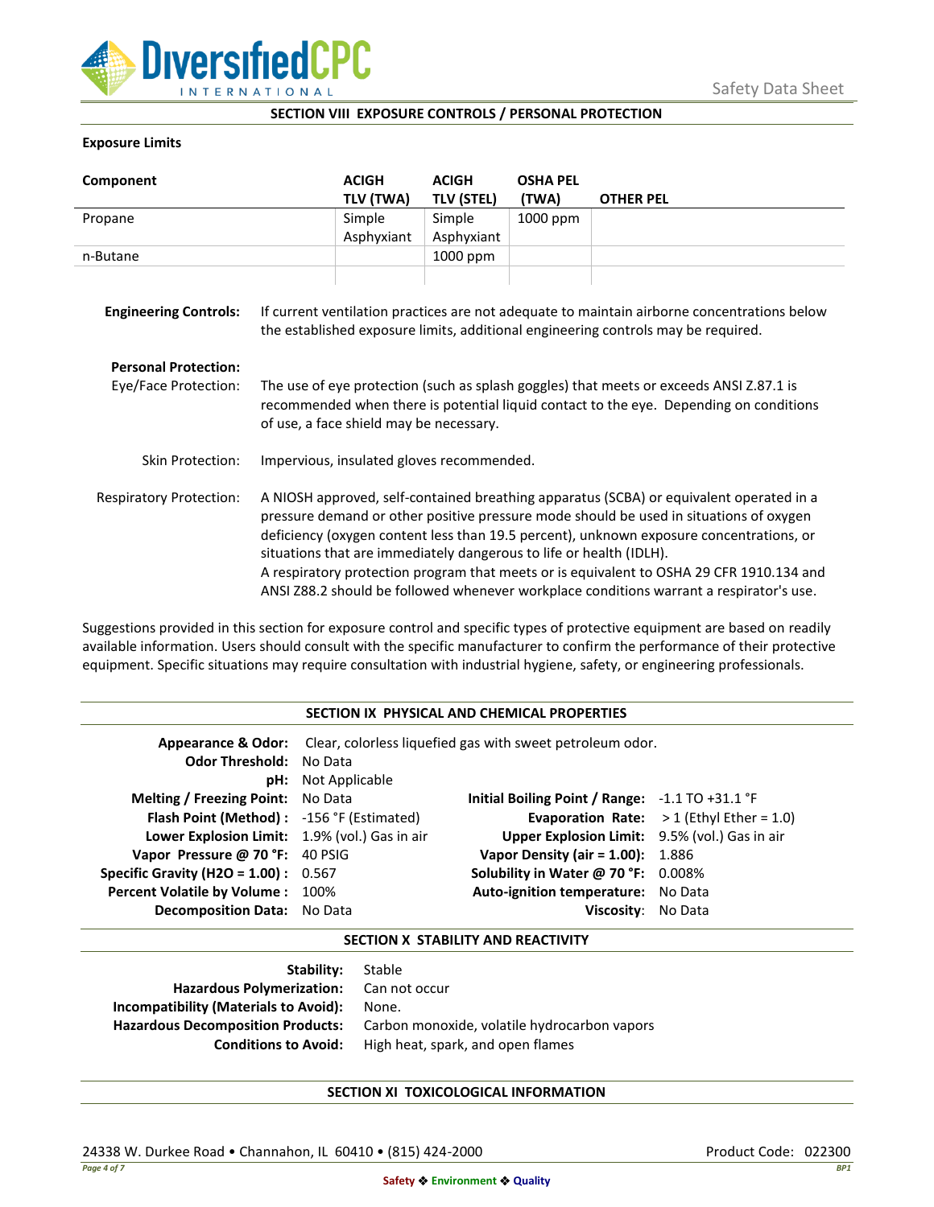## SECTION VIII EXPOSURE CONTROLS / PERSONAL PROTECTION

**Exposure Limits**

| Component | ACIGH TLV (TWA) | ACIGH TLV (STEL) | OSHA PEL (TWA) | OTHER PEL |
|---|---|---|---|---|
| Propane | Simple Asphyxiant | Simple Asphyxiant | 1000 ppm | |
| n-Butane | | 1000 ppm | | |
| | | | | |

**Engineering Controls:** If current ventilation practices are not adequate to maintain airborne concentrations below the established exposure limits, additional engineering controls may be required.

**Personal Protection:**

Eye/Face Protection: The use of eye protection (such as splash goggles) that meets or exceeds ANSI Z.87.1 is recommended when there is potential liquid contact to the eye. Depending on conditions of use, a face shield may be necessary.

Skin Protection: Impervious, insulated gloves recommended.

Respiratory Protection: A NIOSH approved, self-contained breathing apparatus (SCBA) or equivalent operated in a pressure demand or other positive pressure mode should be used in situations of oxygen deficiency (oxygen content less than 19.5 percent), unknown exposure concentrations, or situations that are immediately dangerous to life or health (IDLH).
A respiratory protection program that meets or is equivalent to OSHA 29 CFR 1910.134 and ANSI Z88.2 should be followed whenever workplace conditions warrant a respirator's use.

Suggestions provided in this section for exposure control and specific types of protective equipment are based on readily available information. Users should consult with the specific manufacturer to confirm the performance of their protective equipment. Specific situations may require consultation with industrial hygiene, safety, or engineering professionals.

## SECTION IX PHYSICAL AND CHEMICAL PROPERTIES

**Appearance & Odor:** Clear, colorless liquefied gas with sweet petroleum odor.

| Property | Value | Property | Value |
|---|---|---|---|
| **Odor Threshold:** | No Data | | |
| **pH:** | Not Applicable | | |
| **Melting / Freezing Point:** | No Data | **Initial Boiling Point / Range:** | -1.1 TO +31.1 °F |
| **Flash Point (Method):** | -156 °F (Estimated) | **Evaporation Rate:** | > 1 (Ethyl Ether = 1.0) |
| **Lower Explosion Limit:** | 1.9% (vol.) Gas in air | **Upper Explosion Limit:** | 9.5% (vol.) Gas in air |
| **Vapor Pressure @ 70 °F:** | 40 PSIG | **Vapor Density (air = 1.00):** | 1.886 |
| **Specific Gravity (H2O = 1.00):** | 0.567 | **Solubility in Water @ 70 °F:** | 0.008% |
| **Percent Volatile by Volume:** | 100% | **Auto-ignition temperature:** | No Data |
| **Decomposition Data:** | No Data | **Viscosity:** | No Data |

## SECTION X STABILITY AND REACTIVITY

**Stability:** Stable
**Hazardous Polymerization:** Can not occur
**Incompatibility (Materials to Avoid):** None.
**Hazardous Decomposition Products:** Carbon monoxide, volatile hydrocarbon vapors
**Conditions to Avoid:** High heat, spark, and open flames

## SECTION XI TOXICOLOGICAL INFORMATION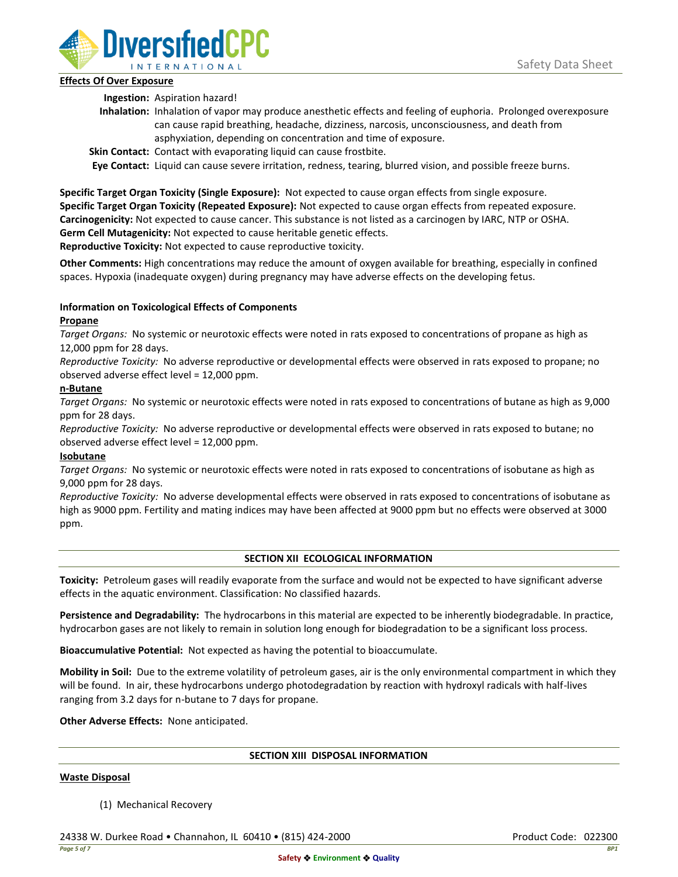**Effects Of Over Exposure**

**Ingestion:** Aspiration hazard!

**Inhalation:** Inhalation of vapor may produce anesthetic effects and feeling of euphoria. Prolonged overexposure can cause rapid breathing, headache, dizziness, narcosis, unconsciousness, and death from asphyxiation, depending on concentration and time of exposure.

**Skin Contact:** Contact with evaporating liquid can cause frostbite.

**Eye Contact:** Liquid can cause severe irritation, redness, tearing, blurred vision, and possible freeze burns.

**Specific Target Organ Toxicity (Single Exposure):** Not expected to cause organ effects from single exposure.
**Specific Target Organ Toxicity (Repeated Exposure):** Not expected to cause organ effects from repeated exposure.
**Carcinogenicity:** Not expected to cause cancer. This substance is not listed as a carcinogen by IARC, NTP or OSHA.
**Germ Cell Mutagenicity:** Not expected to cause heritable genetic effects.
**Reproductive Toxicity:** Not expected to cause reproductive toxicity.

**Other Comments:** High concentrations may reduce the amount of oxygen available for breathing, especially in confined spaces. Hypoxia (inadequate oxygen) during pregnancy may have adverse effects on the developing fetus.

**Information on Toxicological Effects of Components**

**Propane**

*Target Organs:* No systemic or neurotoxic effects were noted in rats exposed to concentrations of propane as high as 12,000 ppm for 28 days.

*Reproductive Toxicity:* No adverse reproductive or developmental effects were observed in rats exposed to propane; no observed adverse effect level = 12,000 ppm.

**n-Butane**

*Target Organs:* No systemic or neurotoxic effects were noted in rats exposed to concentrations of butane as high as 9,000 ppm for 28 days.

*Reproductive Toxicity:* No adverse reproductive or developmental effects were observed in rats exposed to butane; no observed adverse effect level = 12,000 ppm.

**Isobutane**

*Target Organs:* No systemic or neurotoxic effects were noted in rats exposed to concentrations of isobutane as high as 9,000 ppm for 28 days.

*Reproductive Toxicity:* No adverse developmental effects were observed in rats exposed to concentrations of isobutane as high as 9000 ppm. Fertility and mating indices may have been affected at 9000 ppm but no effects were observed at 3000 ppm.

## SECTION XII ECOLOGICAL INFORMATION

**Toxicity:** Petroleum gases will readily evaporate from the surface and would not be expected to have significant adverse effects in the aquatic environment. Classification: No classified hazards.

**Persistence and Degradability:** The hydrocarbons in this material are expected to be inherently biodegradable. In practice, hydrocarbon gases are not likely to remain in solution long enough for biodegradation to be a significant loss process.

**Bioaccumulative Potential:** Not expected as having the potential to bioaccumulate.

**Mobility in Soil:** Due to the extreme volatility of petroleum gases, air is the only environmental compartment in which they will be found. In air, these hydrocarbons undergo photodegradation by reaction with hydroxyl radicals with half-lives ranging from 3.2 days for n-butane to 7 days for propane.

**Other Adverse Effects:** None anticipated.

## SECTION XIII DISPOSAL INFORMATION

**Waste Disposal**

(1) Mechanical Recovery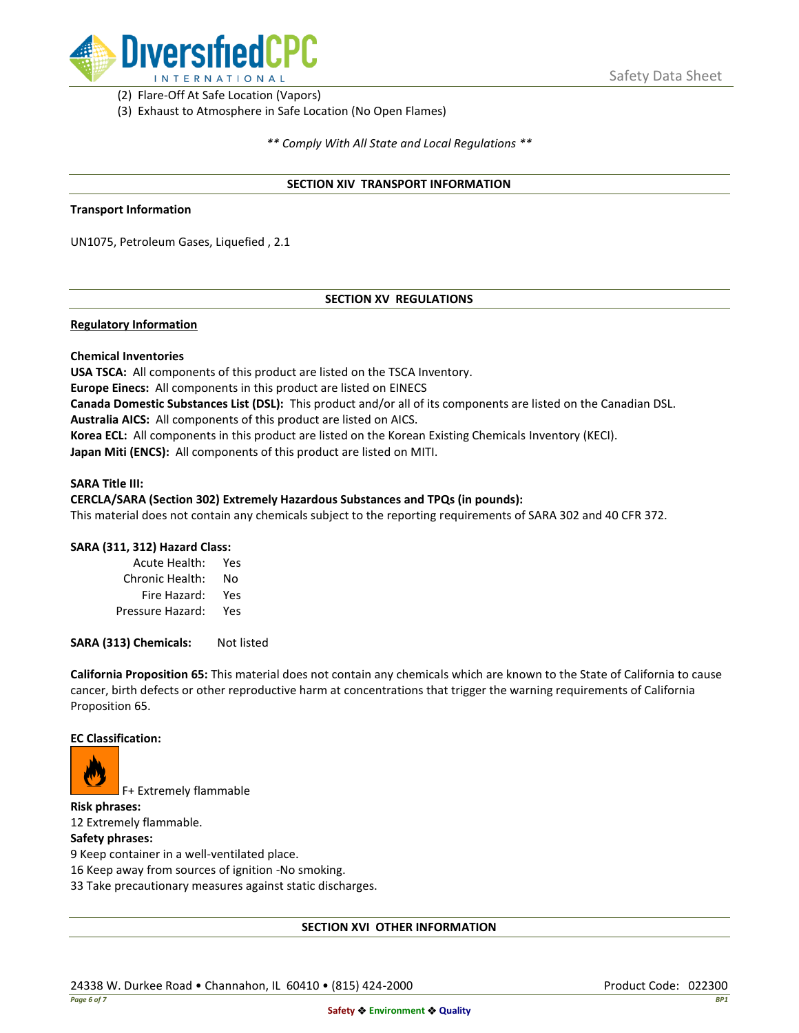(2) Flare-Off At Safe Location (Vapors)
(3) Exhaust to Atmosphere in Safe Location (No Open Flames)

*** Comply With All State and Local Regulations ***

## SECTION XIV TRANSPORT INFORMATION

**Transport Information**

UN1075, Petroleum Gases, Liquefied , 2.1

## SECTION XV REGULATIONS

**Regulatory Information**

**Chemical Inventories**
**USA TSCA:** All components of this product are listed on the TSCA Inventory.
**Europe Einecs:** All components in this product are listed on EINECS
**Canada Domestic Substances List (DSL):** This product and/or all of its components are listed on the Canadian DSL.
**Australia AICS:** All components of this product are listed on AICS.
**Korea ECL:** All components in this product are listed on the Korean Existing Chemicals Inventory (KECI).
**Japan Miti (ENCS):** All components of this product are listed on MITI.

**SARA Title III:**
**CERCLA/SARA (Section 302) Extremely Hazardous Substances and TPQs (in pounds):**
This material does not contain any chemicals subject to the reporting requirements of SARA 302 and 40 CFR 372.

**SARA (311, 312) Hazard Class:**

| | |
|---|---|
| Acute Health: | Yes |
| Chronic Health: | No |
| Fire Hazard: | Yes |
| Pressure Hazard: | Yes |

**SARA (313) Chemicals:** Not listed

**California Proposition 65:** This material does not contain any chemicals which are known to the State of California to cause cancer, birth defects or other reproductive harm at concentrations that trigger the warning requirements of California Proposition 65.

**EC Classification:**

F+ Extremely flammable

**Risk phrases:**
12 Extremely flammable.

**Safety phrases:**
9 Keep container in a well-ventilated place.
16 Keep away from sources of ignition -No smoking.
33 Take precautionary measures against static discharges.

## SECTION XVI OTHER INFORMATION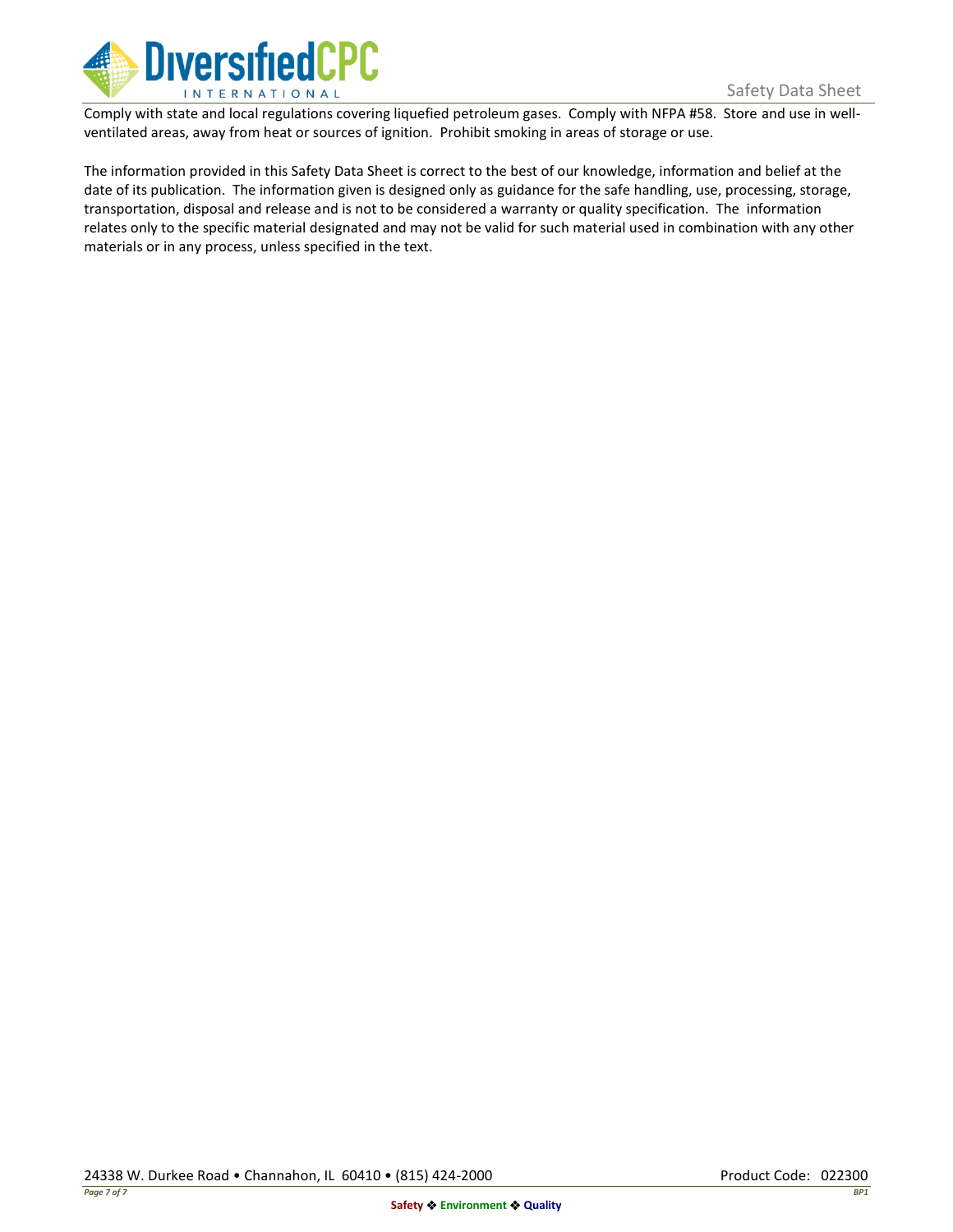Comply with state and local regulations covering liquefied petroleum gases. Comply with NFPA #58. Store and use in well-ventilated areas, away from heat or sources of ignition. Prohibit smoking in areas of storage or use.

The information provided in this Safety Data Sheet is correct to the best of our knowledge, information and belief at the date of its publication. The information given is designed only as guidance for the safe handling, use, processing, storage, transportation, disposal and release and is not to be considered a warranty or quality specification. The information relates only to the specific material designated and may not be valid for such material used in combination with any other materials or in any process, unless specified in the text.